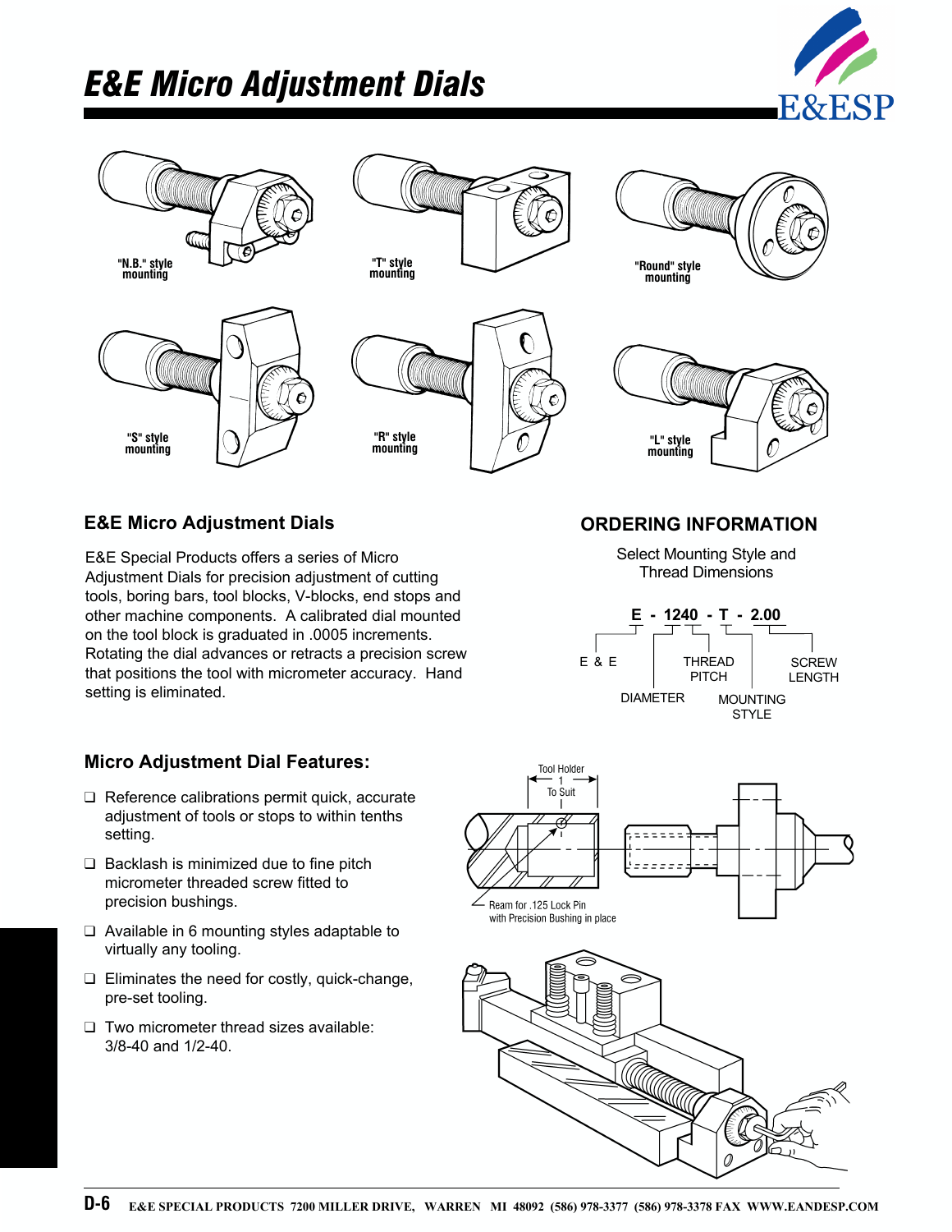# E&E Micro Adjustment Dials

"N.B." style mounting

"T" style mounting

"Round" style mounting

"S" style mounting

"R" style mounting

"L" style mounting

## E&E Micro Adjustment Dials

E&E Special Products offers a series of Micro Adjustment Dials for precision adjustment of cutting tools, boring bars, tool blocks, V-blocks, end stops and other machine components. A calibrated dial mounted on the tool block is graduated in .0005 increments. Rotating the dial advances or retracts a precision screw that positions the tool with micrometer accuracy. Hand setting is eliminated.

## ORDERING INFORMATION

Select Mounting Style and Thread Dimensions

**E - 1240 - T - 2.00**

- E & E
- DIAMETER
- THREAD PITCH
- MOUNTING STYLE
- SCREW LENGTH

## Micro Adjustment Dial Features:

- Reference calibrations permit quick, accurate adjustment of tools or stops to within tenths setting.
- Backlash is minimized due to fine pitch micrometer threaded screw fitted to precision bushings.
- Available in 6 mounting styles adaptable to virtually any tooling.
- Eliminates the need for costly, quick-change, pre-set tooling.
- Two micrometer thread sizes available: 3/8-40 and 1/2-40.

Tool Holder

To Suit

Ream for .125 Lock Pin with Precision Bushing in place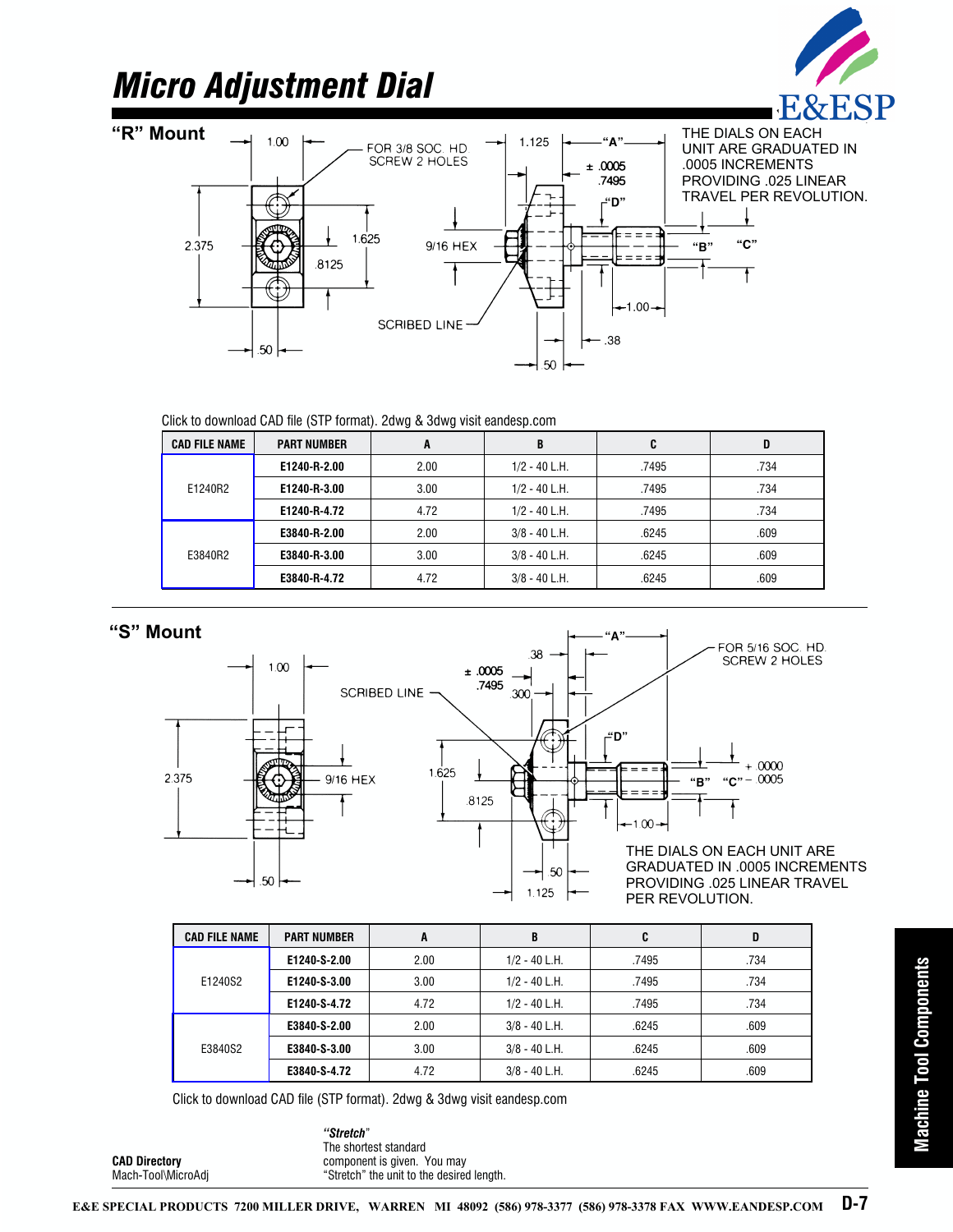# Micro Adjustment Dial

## "R" Mount

THE DIALS ON EACH UNIT ARE GRADUATED IN .0005 INCREMENTS PROVIDING .025 LINEAR TRAVEL PER REVOLUTION.

Click to download CAD file (STP format). 2dwg & 3dwg visit eandesp.com

| CAD FILE NAME | PART NUMBER | A | B | C | D |
|---|---|---|---|---|---|
| E1240R2 | E1240-R-2.00 | 2.00 | 1/2 - 40 L.H. | .7495 | .734 |
| | E1240-R-3.00 | 3.00 | 1/2 - 40 L.H. | .7495 | .734 |
| | E1240-R-4.72 | 4.72 | 1/2 - 40 L.H. | .7495 | .734 |
| E3840R2 | E3840-R-2.00 | 2.00 | 3/8 - 40 L.H. | .6245 | .609 |
| | E3840-R-3.00 | 3.00 | 3/8 - 40 L.H. | .6245 | .609 |
| | E3840-R-4.72 | 4.72 | 3/8 - 40 L.H. | .6245 | .609 |

## "S" Mount

THE DIALS ON EACH UNIT ARE GRADUATED IN .0005 INCREMENTS PROVIDING .025 LINEAR TRAVEL PER REVOLUTION.

| CAD FILE NAME | PART NUMBER | A | B | C | D |
|---|---|---|---|---|---|
| E1240S2 | E1240-S-2.00 | 2.00 | 1/2 - 40 L.H. | .7495 | .734 |
| | E1240-S-3.00 | 3.00 | 1/2 - 40 L.H. | .7495 | .734 |
| | E1240-S-4.72 | 4.72 | 1/2 - 40 L.H. | .7495 | .734 |
| E3840S2 | E3840-S-2.00 | 2.00 | 3/8 - 40 L.H. | .6245 | .609 |
| | E3840-S-3.00 | 3.00 | 3/8 - 40 L.H. | .6245 | .609 |
| | E3840-S-4.72 | 4.72 | 3/8 - 40 L.H. | .6245 | .609 |

Click to download CAD file (STP format). 2dwg & 3dwg visit eandesp.com

**CAD Directory**
Mach-Tool\MicroAdj

***"Stretch"***
The shortest standard component is given. You may "Stretch" the unit to the desired length.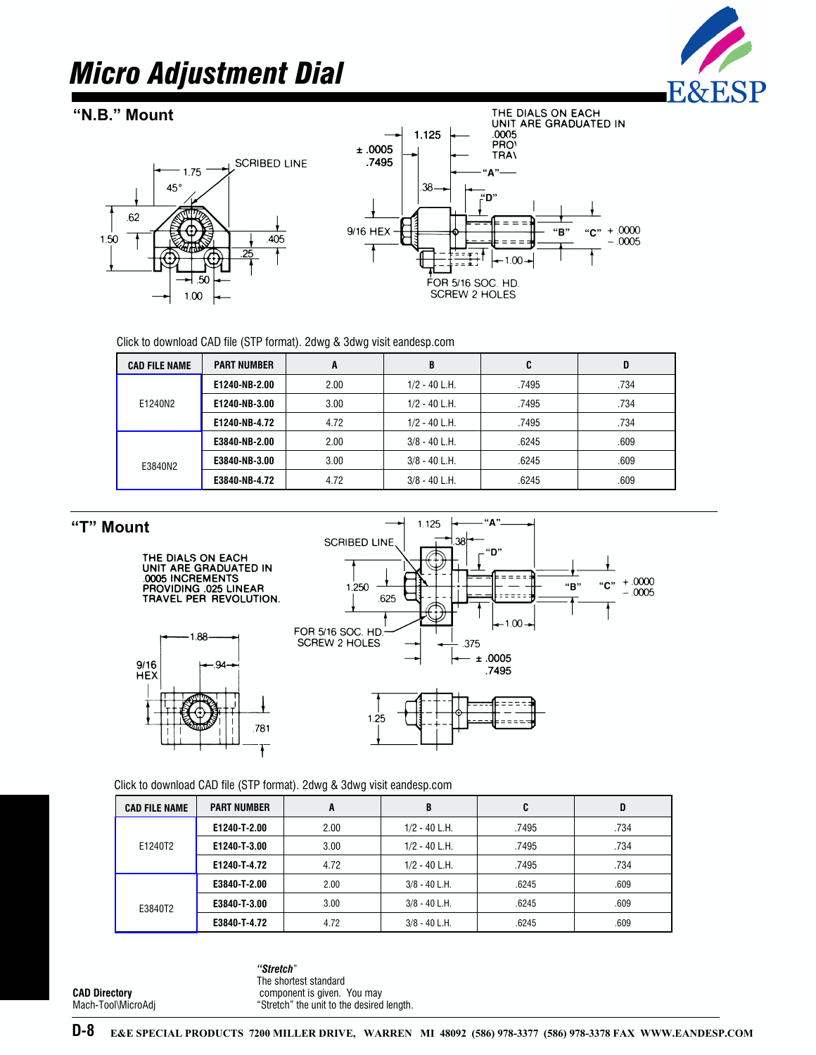# Micro Adjustment Dial

## "N.B." Mount

THE DIALS ON EACH UNIT ARE GRADUATED IN .0005 INCREMENTS PROVIDING .025 LINEAR TRAVEL PER REVOLUTION.

Click to download CAD file (STP format). 2dwg & 3dwg visit eandesp.com

| CAD FILE NAME | PART NUMBER | A | B | C | D |
|---|---|---|---|---|---|
| E1240N2 | E1240-NB-2.00 | 2.00 | 1/2 - 40 L.H. | .7495 | .734 |
| | E1240-NB-3.00 | 3.00 | 1/2 - 40 L.H. | .7495 | .734 |
| | E1240-NB-4.72 | 4.72 | 1/2 - 40 L.H. | .7495 | .734 |
| E3840N2 | E3840-NB-2.00 | 2.00 | 3/8 - 40 L.H. | .6245 | .609 |
| | E3840-NB-3.00 | 3.00 | 3/8 - 40 L.H. | .6245 | .609 |
| | E3840-NB-4.72 | 4.72 | 3/8 - 40 L.H. | .6245 | .609 |

## "T" Mount

THE DIALS ON EACH UNIT ARE GRADUATED IN .0005 INCREMENTS PROVIDING .025 LINEAR TRAVEL PER REVOLUTION.

Click to download CAD file (STP format). 2dwg & 3dwg visit eandesp.com

| CAD FILE NAME | PART NUMBER | A | B | C | D |
|---|---|---|---|---|---|
| E1240T2 | E1240-T-2.00 | 2.00 | 1/2 - 40 L.H. | .7495 | .734 |
| | E1240-T-3.00 | 3.00 | 1/2 - 40 L.H. | .7495 | .734 |
| | E1240-T-4.72 | 4.72 | 1/2 - 40 L.H. | .7495 | .734 |
| E3840T2 | E3840-T-2.00 | 2.00 | 3/8 - 40 L.H. | .6245 | .609 |
| | E3840-T-3.00 | 3.00 | 3/8 - 40 L.H. | .6245 | .609 |
| | E3840-T-4.72 | 4.72 | 3/8 - 40 L.H. | .6245 | .609 |

**CAD Directory**
Mach-Tool\MicroAdj

***"Stretch"***
The shortest standard component is given. You may "Stretch" the unit to the desired length.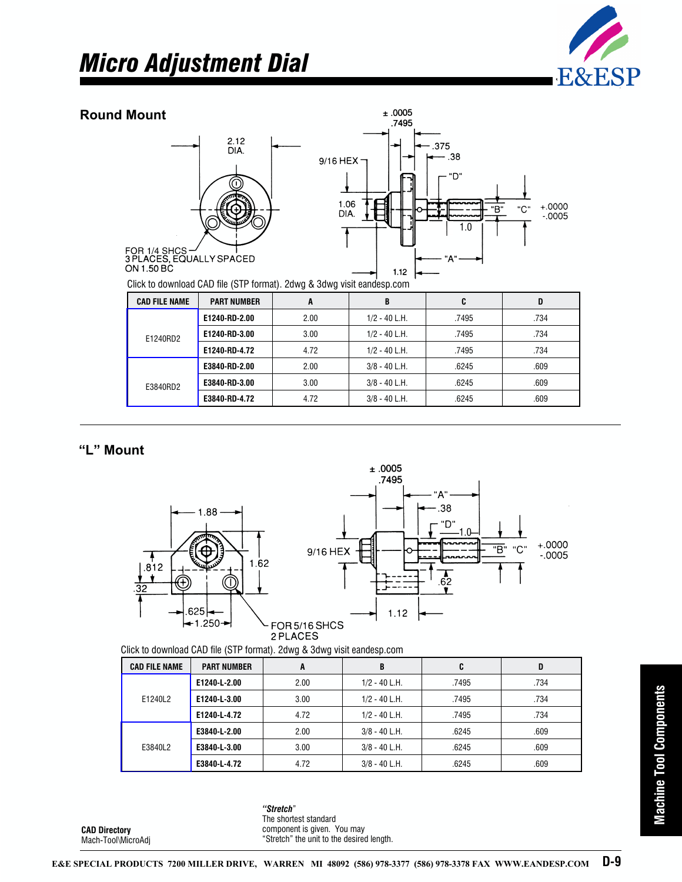# Micro Adjustment Dial

E&ESP

## Round Mount

2.12
DIA.

FOR 1/4 SHCS
3 PLACES, EQUALLY SPACED
ON 1.50 BC

± .0005
.7495
.375
.38
9/16 HEX
"D"
1.06
DIA.
"B"
"C"
+.0000
-.0005
1.0
"A"
1.12

Click to download CAD file (STP format). 2dwg & 3dwg visit eandesp.com

| CAD FILE NAME | PART NUMBER | A | B | C | D |
|---|---|---|---|---|---|
| E1240RD2 | **E1240-RD-2.00** | 2.00 | 1/2 - 40 L.H. | .7495 | .734 |
| | **E1240-RD-3.00** | 3.00 | 1/2 - 40 L.H. | .7495 | .734 |
| | **E1240-RD-4.72** | 4.72 | 1/2 - 40 L.H. | .7495 | .734 |
| E3840RD2 | **E3840-RD-2.00** | 2.00 | 3/8 - 40 L.H. | .6245 | .609 |
| | **E3840-RD-3.00** | 3.00 | 3/8 - 40 L.H. | .6245 | .609 |
| | **E3840-RD-4.72** | 4.72 | 3/8 - 40 L.H. | .6245 | .609 |

## "L" Mount

1.88
.812
.32
1.62
.625
1.250
FOR 5/16 SHCS
2 PLACES

± .0005
.7495
"A"
.38
"D"
1.0
9/16 HEX
"B"
"C"
+.0000
-.0005
.62
1.12

Click to download CAD file (STP format). 2dwg & 3dwg visit eandesp.com

| CAD FILE NAME | PART NUMBER | A | B | C | D |
|---|---|---|---|---|---|
| E1240L2 | **E1240-L-2.00** | 2.00 | 1/2 - 40 L.H. | .7495 | .734 |
| | **E1240-L-3.00** | 3.00 | 1/2 - 40 L.H. | .7495 | .734 |
| | **E1240-L-4.72** | 4.72 | 1/2 - 40 L.H. | .7495 | .734 |
| E3840L2 | **E3840-L-2.00** | 2.00 | 3/8 - 40 L.H. | .6245 | .609 |
| | **E3840-L-3.00** | 3.00 | 3/8 - 40 L.H. | .6245 | .609 |
| | **E3840-L-4.72** | 4.72 | 3/8 - 40 L.H. | .6245 | .609 |

**CAD Directory**
Mach-Tool\MicroAdj

***"Stretch"***
The shortest standard component is given. You may "Stretch" the unit to the desired length.

**Machine Tool Components**

E&E SPECIAL PRODUCTS 7200 MILLER DRIVE, WARREN MI 48092 (586) 978-3377 (586) 978-3378 FAX WWW.EANDESP.COM